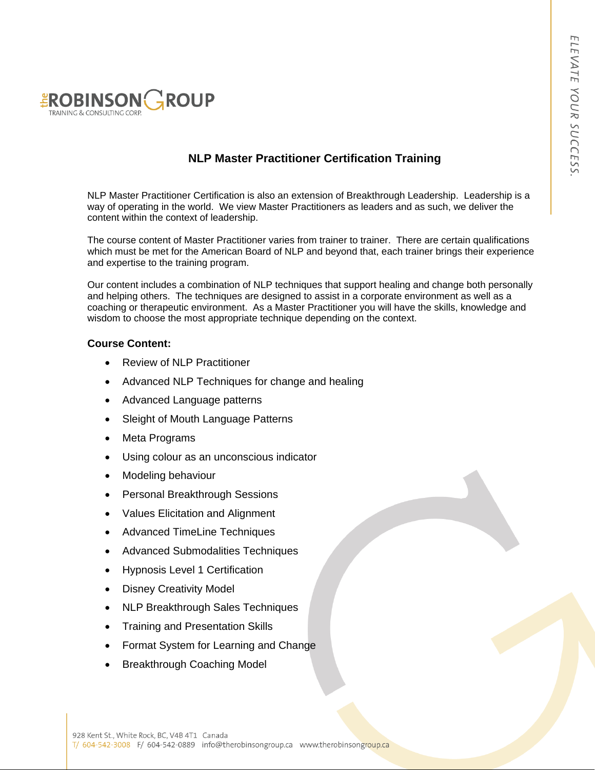# NLP Master Practitioner Certification Training

NLP Master Practitioner Certification is also an extension of Breakthrough Leadership. Leadership is a way of operating in the world. We view Master Practitioners as leaders and as such, we deliver the content within the context of leadership.

The course content of Master Practitioner varies from trainer to trainer. There are certain qualifications which must be met for the American Board of NLP and beyond that, each trainer brings their experience and expertise to the training program.

Our content includes a combination of NLP techniques that support healing and change both personally and helping others. The techniques are designed to assist in a corporate environment as well as a coaching or therapeutic environment. As a Master Practitioner you will have the skills, knowledge and wisdom to choose the most appropriate technique depending on the context.

**Course Content:**

- Review of NLP Practitioner
- Advanced NLP Techniques for change and healing
- Advanced Language patterns
- Sleight of Mouth Language Patterns
- Meta Programs
- Using colour as an unconscious indicator
- Modeling behaviour
- Personal Breakthrough Sessions
- Values Elicitation and Alignment
- Advanced TimeLine Techniques
- Advanced Submodalities Techniques
- Hypnosis Level 1 Certification
- Disney Creativity Model
- NLP Breakthrough Sales Techniques
- Training and Presentation Skills
- Format System for Learning and Change
- Breakthrough Coaching Model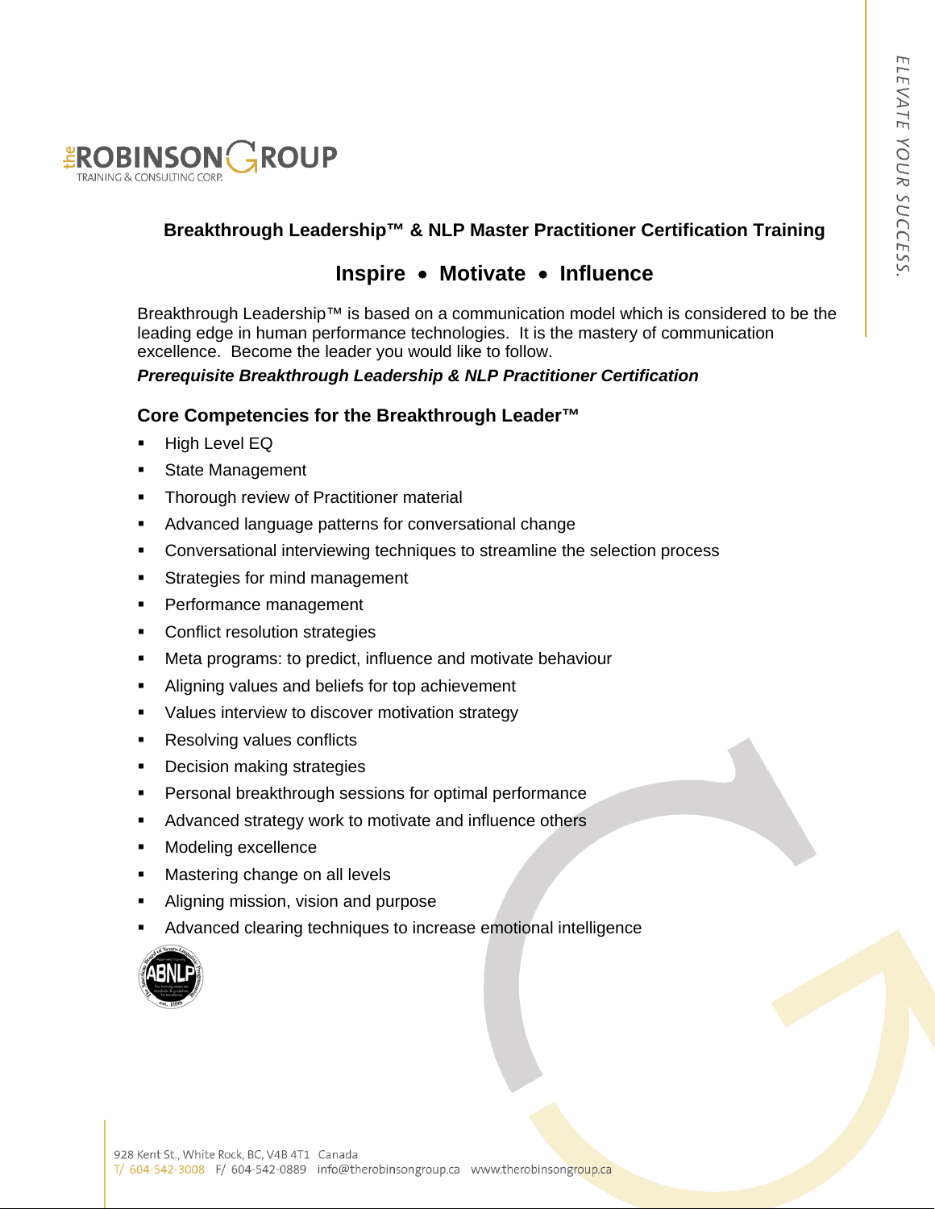## Breakthrough Leadership™ & NLP Master Practitioner Certification Training

### Inspire • Motivate • Influence

Breakthrough Leadership™ is based on a communication model which is considered to be the leading edge in human performance technologies. It is the mastery of communication excellence. Become the leader you would like to follow.

***Prerequisite Breakthrough Leadership & NLP Practitioner Certification***

### Core Competencies for the Breakthrough Leader™

- High Level EQ
- State Management
- Thorough review of Practitioner material
- Advanced language patterns for conversational change
- Conversational interviewing techniques to streamline the selection process
- Strategies for mind management
- Performance management
- Conflict resolution strategies
- Meta programs: to predict, influence and motivate behaviour
- Aligning values and beliefs for top achievement
- Values interview to discover motivation strategy
- Resolving values conflicts
- Decision making strategies
- Personal breakthrough sessions for optimal performance
- Advanced strategy work to motivate and influence others
- Modeling excellence
- Mastering change on all levels
- Aligning mission, vision and purpose
- Advanced clearing techniques to increase emotional intelligence

928 Kent St., White Rock, BC, V4B 4T1 Canada
T/ 604-542-3008 F/ 604-542-0889 info@therobinsongroup.ca www.therobinsongroup.ca